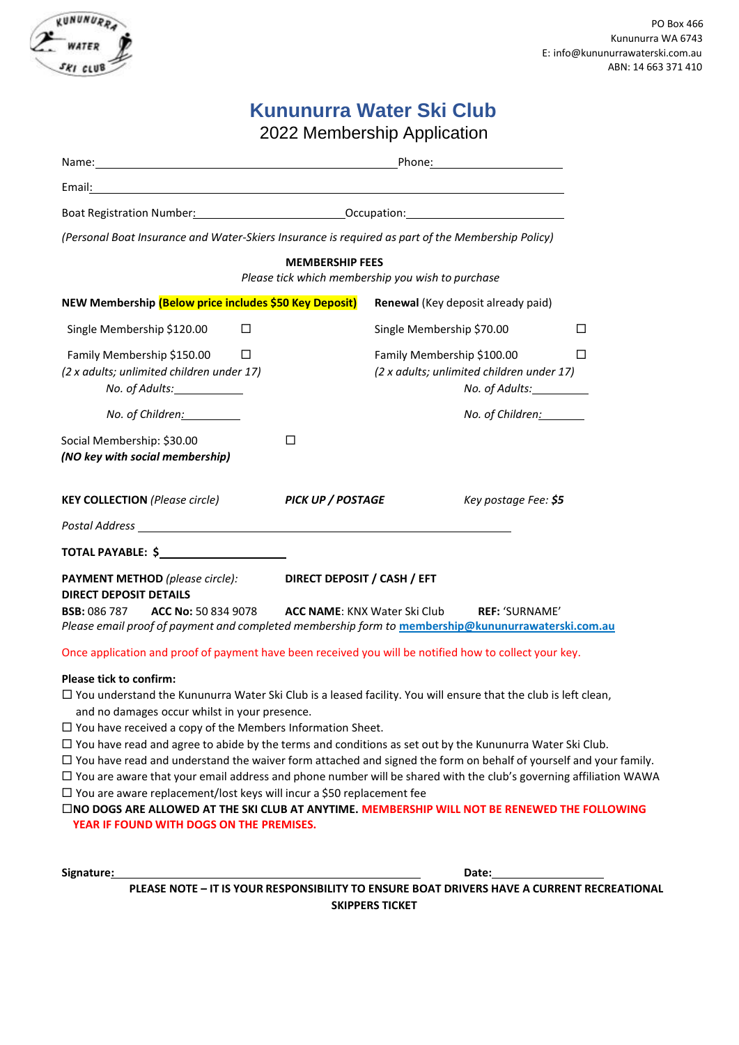PO Box 466
Kununurra WA 6743
E: info@kununurrawaterski.com.au
ABN: 14 663 371 410

# Kununurra Water Ski Club

## 2022 Membership Application

Name:\_\_\_\_\_\_\_\_\_\_\_\_\_\_\_\_\_\_\_\_\_\_\_\_\_\_\_\_\_\_\_\_\_\_\_\_\_\_ Phone:\_\_\_\_\_\_\_\_\_\_\_\_\_\_\_\_\_\_\_\_

Email:\_\_\_\_\_\_\_\_\_\_\_\_\_\_\_\_\_\_\_\_\_\_\_\_\_\_\_\_\_\_\_\_\_\_\_\_\_\_\_\_\_\_\_\_\_\_\_\_\_\_\_\_\_\_\_\_\_\_

Boat Registration Number:\_\_\_\_\_\_\_\_\_\_\_\_\_\_\_\_\_\_\_\_\_\_ Occupation:\_\_\_\_\_\_\_\_\_\_\_\_\_\_\_\_\_\_\_\_\_\_

*(Personal Boat Insurance and Water-Skiers Insurance is required as part of the Membership Policy)*

**MEMBERSHIP FEES**

*Please tick which membership you wish to purchase*

| **NEW Membership (Below price includes $50 Key Deposit)** | | **Renewal** (Key deposit already paid) | |
|---|---|---|---|
| Single Membership $120.00 | ☐ | Single Membership $70.00 | ☐ |
| Family Membership $150.00 *(2 x adults; unlimited children under 17)* *No. of Adults:*\_\_\_\_\_\_ *No. of Children:*\_\_\_\_\_\_ | ☐ | Family Membership $100.00 *(2 x adults; unlimited children under 17)* *No. of Adults:*\_\_\_\_\_\_ *No. of Children:*\_\_\_\_\_\_ | ☐ |

Social Membership: $30.00 ☐
***(NO key with social membership)***

**KEY COLLECTION** *(Please circle)* ***PICK UP / POSTAGE*** *Key postage Fee:* ***$5***

*Postal Address* \_\_\_\_\_\_\_\_\_\_\_\_\_\_\_\_\_\_\_\_\_\_\_\_\_\_\_\_\_\_\_\_\_\_\_\_\_\_\_\_\_\_\_\_\_\_\_\_

**TOTAL PAYABLE: $**\_\_\_\_\_\_\_\_\_\_\_\_\_\_\_\_

**PAYMENT METHOD** *(please circle):* **DIRECT DEPOSIT / CASH / EFT**

**DIRECT DEPOSIT DETAILS**

**BSB:** 086 787 **ACC No:** 50 834 9078 **ACC NAME**: KNX Water Ski Club **REF:** 'SURNAME'

*Please email proof of payment and completed membership form to* **membership@kununurrawaterski.com.au**

Once application and proof of payment have been received you will be notified how to collect your key.

**Please tick to confirm:**

- ☐ You understand the Kununurra Water Ski Club is a leased facility. You will ensure that the club is left clean, and no damages occur whilst in your presence.
- ☐ You have received a copy of the Members Information Sheet.
- ☐ You have read and agree to abide by the terms and conditions as set out by the Kununurra Water Ski Club.
- ☐ You have read and understand the waiver form attached and signed the form on behalf of yourself and your family.
- ☐ You are aware that your email address and phone number will be shared with the club's governing affiliation WAWA
- ☐ You are aware replacement/lost keys will incur a $50 replacement fee
- ☐**NO DOGS ARE ALLOWED AT THE SKI CLUB AT ANYTIME. MEMBERSHIP WILL NOT BE RENEWED THE FOLLOWING YEAR IF FOUND WITH DOGS ON THE PREMISES.**

**Signature:**\_\_\_\_\_\_\_\_\_\_\_\_\_\_\_\_\_\_\_\_\_\_\_\_\_\_\_\_\_\_\_\_\_\_\_\_\_\_ **Date:**\_\_\_\_\_\_\_\_\_\_\_\_\_\_\_\_

**PLEASE NOTE – IT IS YOUR RESPONSIBILITY TO ENSURE BOAT DRIVERS HAVE A CURRENT RECREATIONAL SKIPPERS TICKET**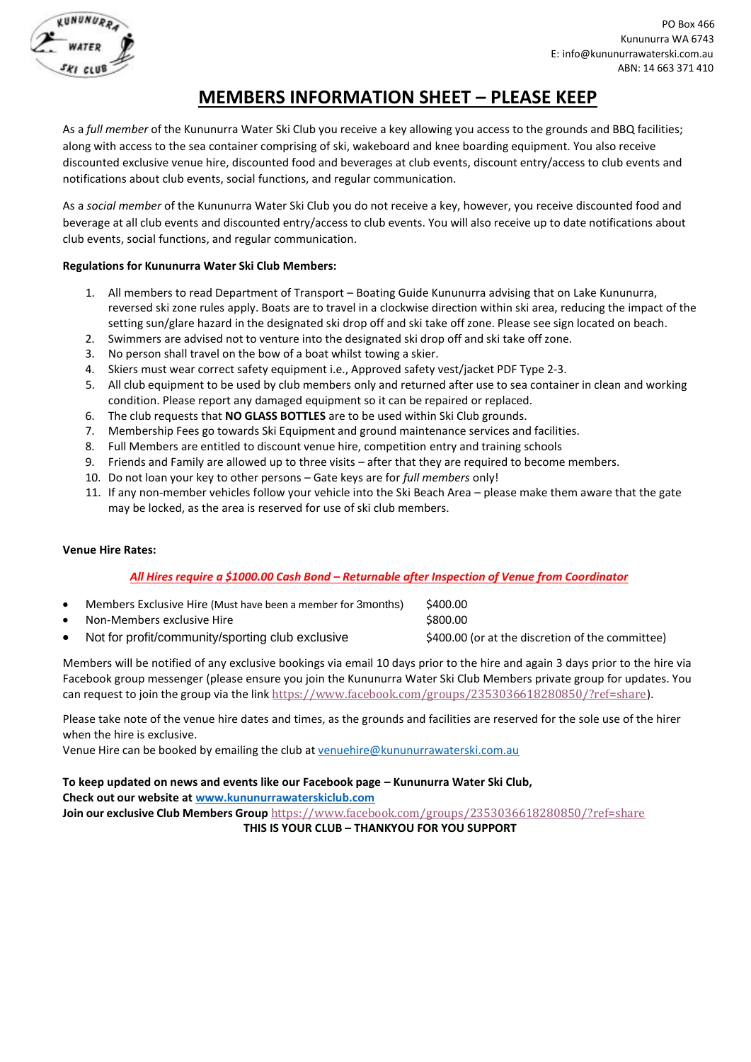PO Box 466
Kununurra WA 6743
E: info@kununurrawaterski.com.au
ABN: 14 663 371 410

# MEMBERS INFORMATION SHEET – PLEASE KEEP

As a *full member* of the Kununurra Water Ski Club you receive a key allowing you access to the grounds and BBQ facilities; along with access to the sea container comprising of ski, wakeboard and knee boarding equipment. You also receive discounted exclusive venue hire, discounted food and beverages at club events, discount entry/access to club events and notifications about club events, social functions, and regular communication.

As a *social member* of the Kununurra Water Ski Club you do not receive a key, however, you receive discounted food and beverage at all club events and discounted entry/access to club events. You will also receive up to date notifications about club events, social functions, and regular communication.

**Regulations for Kununurra Water Ski Club Members:**

1. All members to read Department of Transport – Boating Guide Kununurra advising that on Lake Kununurra, reversed ski zone rules apply. Boats are to travel in a clockwise direction within ski area, reducing the impact of the setting sun/glare hazard in the designated ski drop off and ski take off zone. Please see sign located on beach.
2. Swimmers are advised not to venture into the designated ski drop off and ski take off zone.
3. No person shall travel on the bow of a boat whilst towing a skier.
4. Skiers must wear correct safety equipment i.e., Approved safety vest/jacket PDF Type 2-3.
5. All club equipment to be used by club members only and returned after use to sea container in clean and working condition. Please report any damaged equipment so it can be repaired or replaced.
6. The club requests that **NO GLASS BOTTLES** are to be used within Ski Club grounds.
7. Membership Fees go towards Ski Equipment and ground maintenance services and facilities.
8. Full Members are entitled to discount venue hire, competition entry and training schools
9. Friends and Family are allowed up to three visits – after that they are required to become members.
10. Do not loan your key to other persons – Gate keys are for *full members* only!
11. If any non-member vehicles follow your vehicle into the Ski Beach Area – please make them aware that the gate may be locked, as the area is reserved for use of ski club members.

**Venue Hire Rates:**

***All Hires require a $1000.00 Cash Bond – Returnable after Inspection of Venue from Coordinator***

- Members Exclusive Hire (Must have been a member for 3months) — $400.00
- Non-Members exclusive Hire — $800.00
- Not for profit/community/sporting club exclusive — $400.00 (or at the discretion of the committee)

Members will be notified of any exclusive bookings via email 10 days prior to the hire and again 3 days prior to the hire via Facebook group messenger (please ensure you join the Kununurra Water Ski Club Members private group for updates. You can request to join the group via the link https://www.facebook.com/groups/2353036618280850/?ref=share).

Please take note of the venue hire dates and times, as the grounds and facilities are reserved for the sole use of the hirer when the hire is exclusive.
Venue Hire can be booked by emailing the club at venuehire@kununurrawaterski.com.au

**To keep updated on news and events like our Facebook page – Kununurra Water Ski Club,**
**Check out our website at www.kununurrawaterskiclub.com**
**Join our exclusive Club Members Group** https://www.facebook.com/groups/2353036618280850/?ref=share

**THIS IS YOUR CLUB – THANKYOU FOR YOU SUPPORT**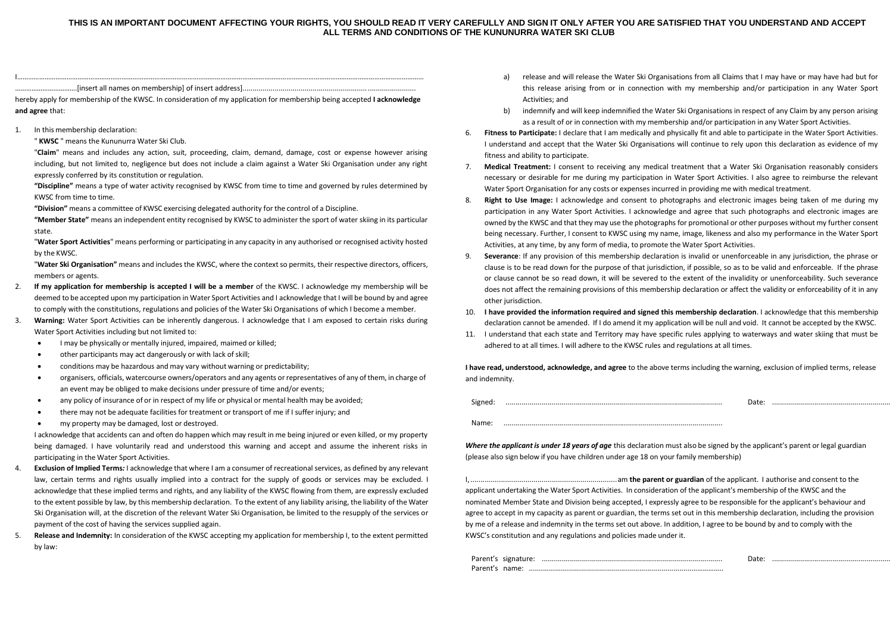**THIS IS AN IMPORTANT DOCUMENT AFFECTING YOUR RIGHTS, YOU SHOULD READ IT VERY CAREFULLY AND SIGN IT ONLY AFTER YOU ARE SATISFIED THAT YOU UNDERSTAND AND ACCEPT ALL TERMS AND CONDITIONS OF THE KUNUNURRA WATER SKI CLUB**

I.........................................................................................................................................................................................................................................

.................................[insert all names on membership] of insert address]...................................................................................

hereby apply for membership of the KWSC. In consideration of my application for membership being accepted **I acknowledge and agree** that:

1. In this membership declaration:

   " **KWSC** " means the Kununurra Water Ski Club.

   "**Claim**" means and includes any action, suit, proceeding, claim, demand, damage, cost or expense however arising including, but not limited to, negligence but does not include a claim against a Water Ski Organisation under any right expressly conferred by its constitution or regulation.

   **"Discipline"** means a type of water activity recognised by KWSC from time to time and governed by rules determined by KWSC from time to time.

   **"Division"** means a committee of KWSC exercising delegated authority for the control of a Discipline.

   **"Member State"** means an independent entity recognised by KWSC to administer the sport of water skiing in its particular state.

   "**Water Sport Activities**" means performing or participating in any capacity in any authorised or recognised activity hosted by the KWSC.

   "**Water Ski Organisation"** means and includes the KWSC, where the context so permits, their respective directors, officers, members or agents.

2. **If my application for membership is accepted I will be a member** of the KWSC. I acknowledge my membership will be deemed to be accepted upon my participation in Water Sport Activities and I acknowledge that I will be bound by and agree to comply with the constitutions, regulations and policies of the Water Ski Organisations of which I become a member.

3. **Warning:** Water Sport Activities can be inherently dangerous. I acknowledge that I am exposed to certain risks during Water Sport Activities including but not limited to:
   - I may be physically or mentally injured, impaired, maimed or killed;
   - other participants may act dangerously or with lack of skill;
   - conditions may be hazardous and may vary without warning or predictability;
   - organisers, officials, watercourse owners/operators and any agents or representatives of any of them, in charge of an event may be obliged to make decisions under pressure of time and/or events;
   - any policy of insurance of or in respect of my life or physical or mental health may be avoided;
   - there may not be adequate facilities for treatment or transport of me if I suffer injury; and
   - my property may be damaged, lost or destroyed.

   I acknowledge that accidents can and often do happen which may result in me being injured or even killed, or my property being damaged. I have voluntarily read and understood this warning and accept and assume the inherent risks in participating in the Water Sport Activities.

4. **Exclusion of Implied Terms*:*** I acknowledge that where I am a consumer of recreational services, as defined by any relevant law, certain terms and rights usually implied into a contract for the supply of goods or services may be excluded. I acknowledge that these implied terms and rights, and any liability of the KWSC flowing from them, are expressly excluded to the extent possible by law, by this membership declaration. To the extent of any liability arising, the liability of the Water Ski Organisation will, at the discretion of the relevant Water Ski Organisation, be limited to the resupply of the services or payment of the cost of having the services supplied again.

5. **Release and Indemnity:** In consideration of the KWSC accepting my application for membership I, to the extent permitted by law:

   a) release and will release the Water Ski Organisations from all Claims that I may have or may have had but for this release arising from or in connection with my membership and/or participation in any Water Sport Activities; and

   b) indemnify and will keep indemnified the Water Ski Organisations in respect of any Claim by any person arising as a result of or in connection with my membership and/or participation in any Water Sport Activities.

6. **Fitness to Participate:** I declare that I am medically and physically fit and able to participate in the Water Sport Activities. I understand and accept that the Water Ski Organisations will continue to rely upon this declaration as evidence of my fitness and ability to participate.

7. **Medical Treatment:** I consent to receiving any medical treatment that a Water Ski Organisation reasonably considers necessary or desirable for me during my participation in Water Sport Activities. I also agree to reimburse the relevant Water Sport Organisation for any costs or expenses incurred in providing me with medical treatment.

8. **Right to Use Image:** I acknowledge and consent to photographs and electronic images being taken of me during my participation in any Water Sport Activities. I acknowledge and agree that such photographs and electronic images are owned by the KWSC and that they may use the photographs for promotional or other purposes without my further consent being necessary. Further, I consent to KWSC using my name, image, likeness and also my performance in the Water Sport Activities, at any time, by any form of media, to promote the Water Sport Activities.

9. **Severance**: If any provision of this membership declaration is invalid or unenforceable in any jurisdiction, the phrase or clause is to be read down for the purpose of that jurisdiction, if possible, so as to be valid and enforceable. If the phrase or clause cannot be so read down, it will be severed to the extent of the invalidity or unenforceability. Such severance does not affect the remaining provisions of this membership declaration or affect the validity or enforceability of it in any other jurisdiction.

10. **I have provided the information required and signed this membership declaration**. I acknowledge that this membership declaration cannot be amended. If I do amend it my application will be null and void. It cannot be accepted by the KWSC.

11. I understand that each state and Territory may have specific rules applying to waterways and water skiing that must be adhered to at all times. I will adhere to the KWSC rules and regulations at all times.

**I have read, understood, acknowledge, and agree** to the above terms including the warning, exclusion of implied terms, release and indemnity.

Signed: ............................................................................................................ Date: ..........................................................

Name: ............................................................................................................

***Where the applicant is under 18 years of age*** this declaration must also be signed by the applicant's parent or legal guardian (please also sign below if you have children under age 18 on your family membership)

I,.........................................................................am **the parent or guardian** of the applicant. I authorise and consent to the applicant undertaking the Water Sport Activities. In consideration of the applicant's membership of the KWSC and the nominated Member State and Division being accepted, I expressly agree to be responsible for the applicant's behaviour and agree to accept in my capacity as parent or guardian, the terms set out in this membership declaration, including the provision by me of a release and indemnity in the terms set out above. In addition, I agree to be bound by and to comply with the KWSC's constitution and any regulations and policies made under it.

Parent's signature: ......................................................................................... Date: ..........................................................

Parent's name: ..................................................................................................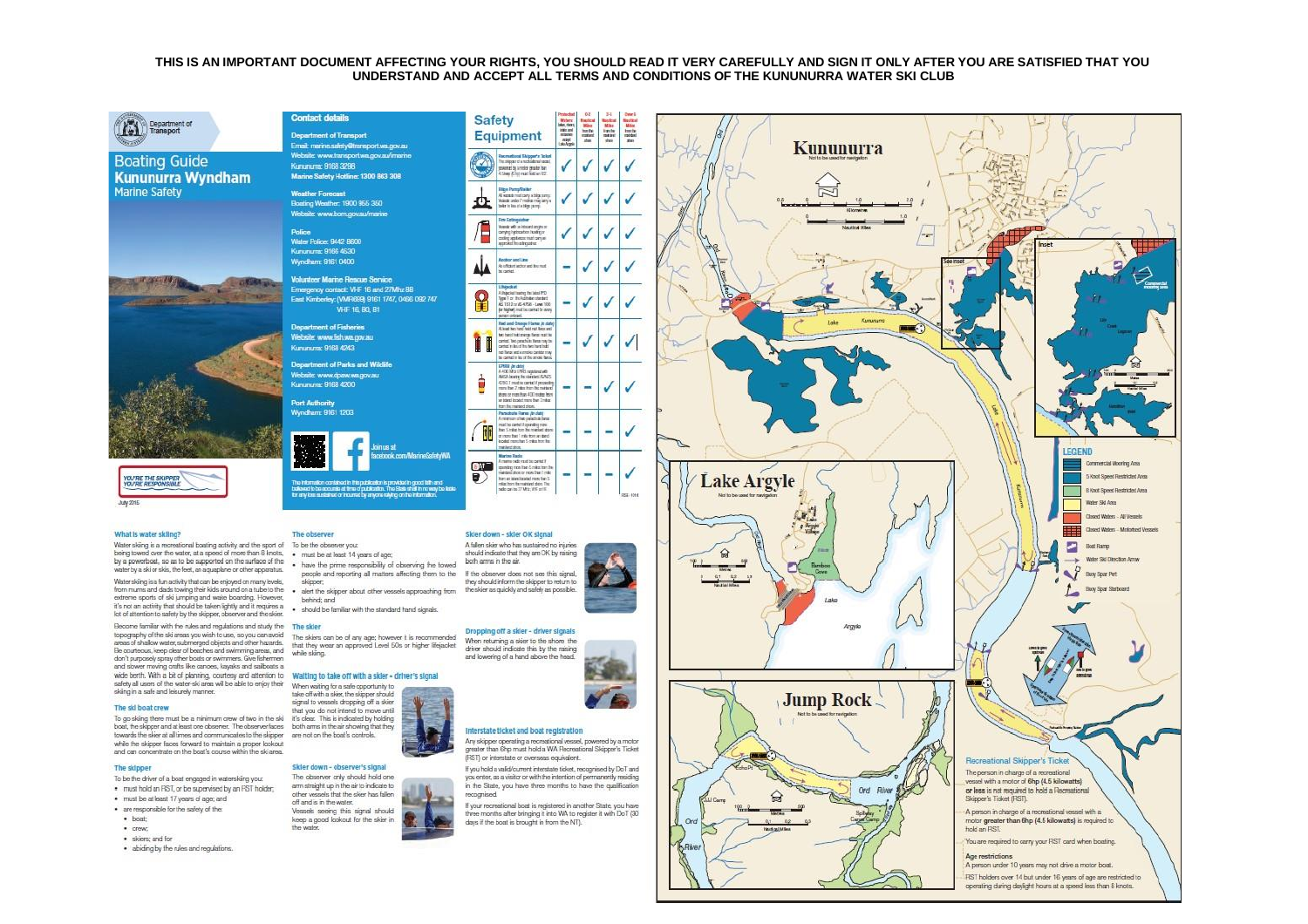**THIS IS AN IMPORTANT DOCUMENT AFFECTING YOUR RIGHTS, YOU SHOULD READ IT VERY CAREFULLY AND SIGN IT ONLY AFTER YOU ARE SATISFIED THAT YOU UNDERSTAND AND ACCEPT ALL TERMS AND CONDITIONS OF THE KUNUNURRA WATER SKI CLUB**

Department of Transport

# Boating Guide
## Kununurra Wyndham
### Marine Safety

YOU'RE THE SKIPPER YOU'RE RESPONSIBLE

July 2015

## Contact details

**Department of Transport**
Email: marine.safety@transport.wa.gov.au
Website: www.transport.wa.gov.au/imarine
Kununurra: 9168 3298
Marine Safety Hotline: 1300 863 308

**Weather Forecast**
Boating Weather: 1900 955 360
Website: www.bom.gov.au/marine

**Police**
Water Police: 9442 8600
Kununurra: 9166 4530
Wyndham: 9161 0400

**Volunteer Marine Rescue Service**
Emergency contact: VHF 16 and 27Mhz 88
East Kimberley: (VMR659) 9161 1747, 0456 092 747
VHF 16, 80, 81

**Department of Fisheries**
Website: www.fish.wa.gov.au
Kununurra: 9168 4243

**Department of Parks and Wildlife**
Website: www.dpaw.wa.gov.au
Kununurra: 9168 4200

**Port Authority**
Wyndham: 9161 1203

Join us at facebook.com/MarineSafetyWA

The information contained in this publication is provided in good faith and believed to be accurate at time of publication. The State shall in no way be liable for any loss sustained or incurred by anyone relying on the information.

## Safety Equipment

| | Protected Waters (lakes, rivers, bays and estuaries except Lake Argyle) | 0-2 Nautical Miles from the mainland shore | 2-5 Nautical Miles from the mainland shore | Over 5 Nautical Miles from the mainland shore |
|---|---|---|---|---|
| **Recreational Skipper's Ticket** The skipper of a recreational vessel, powered by a motor greater than 4.5kw (6 hp) must hold an RST. | ✓ | ✓ | ✓ | ✓ |
| **Bilge Pump/Bailer** All vessels must carry a bilge pump, however under 7 metres may carry a bailer in lieu of a bilge pump. | ✓ | ✓ | ✓ | ✓ |
| **Fire Extinguisher** Vessels with a inboard engine or carrying hydrocarbon heating or cooking appliances must carry an approved fire extinguisher. | ✓ | ✓ | ✓ | ✓ |
| **Anchor and Line** An efficient anchor and line must be carried. | – | ✓ | ✓ | ✓ |
| **Lifejacket** A lifejacket meeting the latest PFD Type 1 or the Australian standard AS 1512 or AS 4758 - Level 100 (or higher) must be carried for every person onboard. | – | ✓ | ✓ | ✓ |
| **Red and Orange Flares (in date)** At least two hand held red flares and two hand held orange flares must be carried. Two parachute flares may be carried in lieu of the two hand held red flares and a smoke canister may be carried in lieu of the smoke flares. | – | ✓ | ✓ | ✓ |
| **EPIRB (in date)** A 406 MHz EPIRB registered with AMSA bearing the standard AS/NZS 4280.1 must be carried if proceeding more than 2 miles from the mainland shore or more than 400 metres from an island located more than 2 miles from the mainland shore. | – | – | ✓ | ✓ |
| **Parachute Flares (in date)** A minimum of two parachute flares must be carried if operating more than 5 miles from the mainland shore or more than 1 mile from an island located more than 5 miles from the mainland shore. | – | – | – | ✓ |
| **Marine Radio** A marine radio must be carried if operating more than 5 miles from the mainland shore or more than 1 mile from an island located more than 5 miles from the mainland shore. The radio can be 27 MHz, VHF or HF. | – | – | – | ✓ |

### What is water skiing?

Water skiing is a recreational boating activity and the sport of being towed over the water, at a speed of more than 8 knots, by a powerboat, so as to be supported on the surface of the water by a ski or skis, the feet, an aquaplane or other apparatus.

Water skiing is a fun activity that can be enjoyed on many levels, from mums and dads towing their kids around on a tube to the extreme sports of ski jumping and wake boarding. However, it's not an activity that should be taken lightly and it requires a lot of attention to safety by the skipper, observer and the skier.

Become familiar with the rules and regulations and study the topography of the ski areas you wish to use, so you can avoid areas of shallow water, submerged objects and other hazards. Be courteous, keep clear of beaches and swimming areas, and don't purposely spray other boats or swimmers. Give fishermen and slower moving crafts like canoes, kayaks and sailboats a wide berth. With a bit of planning, courtesy and attention to safety all users of the water-ski areas will be able to enjoy their skiing in a safe and leisurely manner.

### The ski boat crew

To go skiing there must be a minimum crew of two in the ski boat, the skipper and at least one observer. The observer faces towards the skier at all times and communicates to the skipper while the skipper faces forward to maintain a proper lookout and can concentrate on the boat's course within the ski area.

### The skipper

To be the driver of a boat engaged in waterskiing you:

- must hold an RST, or be supervised by an RST holder;
- must be at least 17 years of age; and
- are responsible for the safety of the:
  - boat;
  - crew;
  - skiers; and for
  - abiding by the rules and regulations.

### The observer

To be the observer you:

- must be at least 14 years of age;
- have the prime responsibility of observing the towed people and reporting all matters affecting them to the skipper;
- alert the skipper about other vessels approaching from behind; and
- should be familiar with the standard hand signals.

### The skier

The skiers can be of any age; however it is recommended that they wear an approved Level 50s or higher lifejacket while skiing.

### Waiting to take off with a skier - driver's signal

When waiting for a safe opportunity to take off with a skier, the skipper should signal to vessels dropping off a skier that you do not intend to move until it's clear. This is indicated by holding both arms in the air showing that they are not on the boat's controls.

### Skier down - observer's signal

The observer only should hold one arm straight up in the air to indicate to other vessels that the skier has fallen off and is in the water.
Vessels seeing this signal should keep a good lookout for the skier in the water.

### Skier down - skier OK signal

A fallen skier who has sustained no injuries should indicate that they are OK by raising both arms in the air.

If the observer does not see this signal, they should inform the skipper to return to the skier as quickly and safely as possible.

### Dropping off a skier - driver signals

When returning a skier to the shore the driver should indicate this by the raising and lowering of a hand above the head.

### Interstate ticket and boat registration

Any skipper operating a recreational vessel, powered by a motor greater than 6hp must hold a WA Recreational Skipper's Ticket (RST) or interstate or overseas equivalent.

If you hold a valid/current interstate ticket, recognised by DoT and you enter, as a visitor or with the intention of permanently residing in the State, you have three months to have the qualification recognised.

If your recreational boat is registered in another State, you have three months after bringing it into WA to register it with DoT (30 days if the boat is brought in from the NT).

## Kununurra
Not to be used for navigation

## Lake Argyle
Not to be used for navigation

## Jump Rock
Not to be used for navigation

**LEGEND**
- Commercial Mooring Area
- 5 Knot Speed Restricted Area
- 8 Knot Speed Restricted Area
- Water Ski Area
- Closed Waters - All Vessels
- Closed Waters - Motorised Vessels
- Boat Ramp
- Water Ski Direction Arrow
- Buoy Spar Port
- Buoy Spar Starboard

### Recreational Skipper's Ticket

The person in charge of a recreational vessel with a motor of **6hp (4.5 kilowatts) or less** is **not required** to hold a Recreational Skipper's Ticket (RST).

A person in charge of a recreational vessel with a motor **greater than 6hp (4.5 kilowatts)** is required to hold an RST.

You are required to carry your RST card when boating.

**Age restrictions**
A person under 10 years may not drive a motor boat.

RST holders over 14 but under 16 years of age are restricted to operating during daylight hours at a speed less than 8 knots.